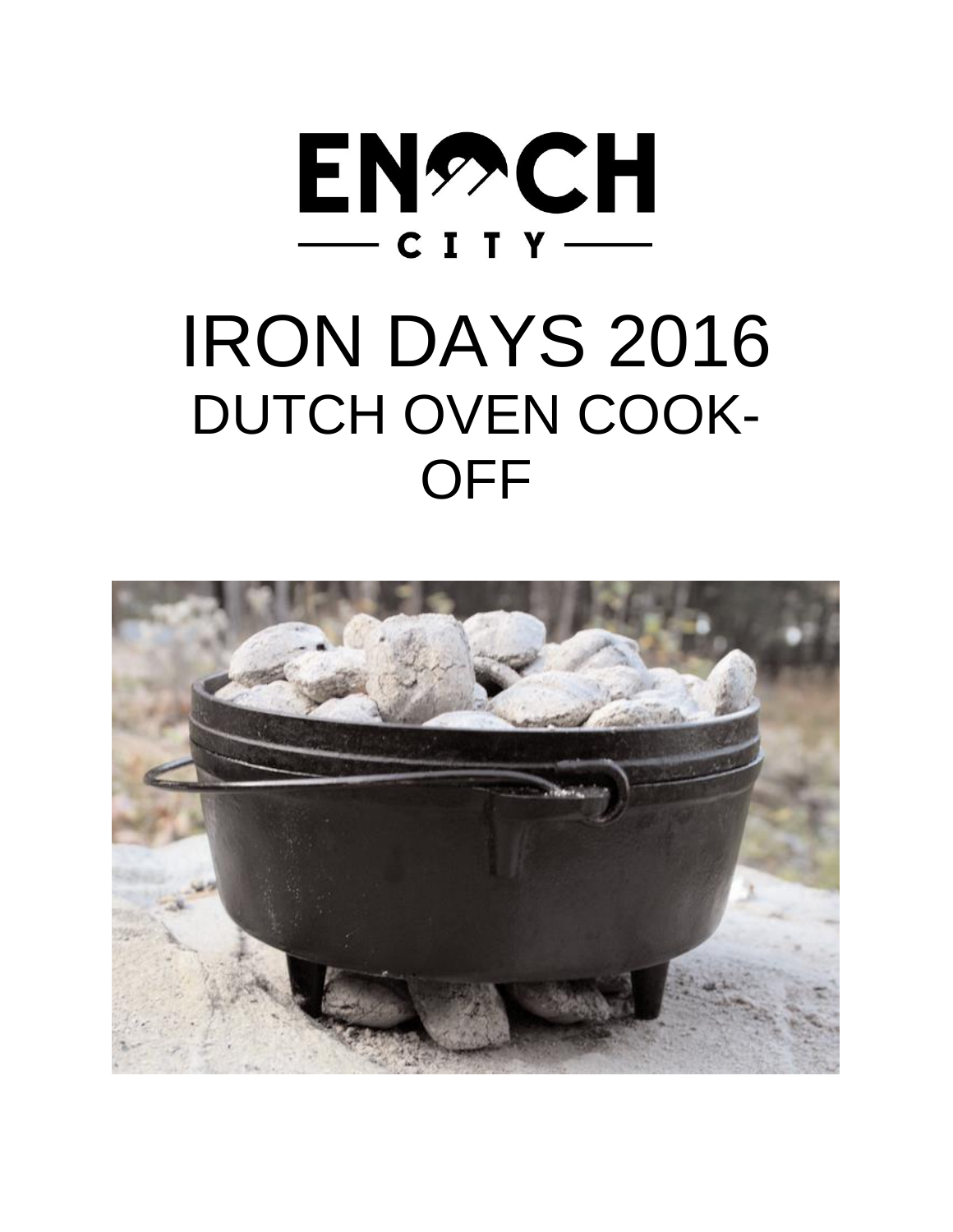ENOCH

CITY

# IRON DAYS 2016

## DUTCH OVEN COOK-OFF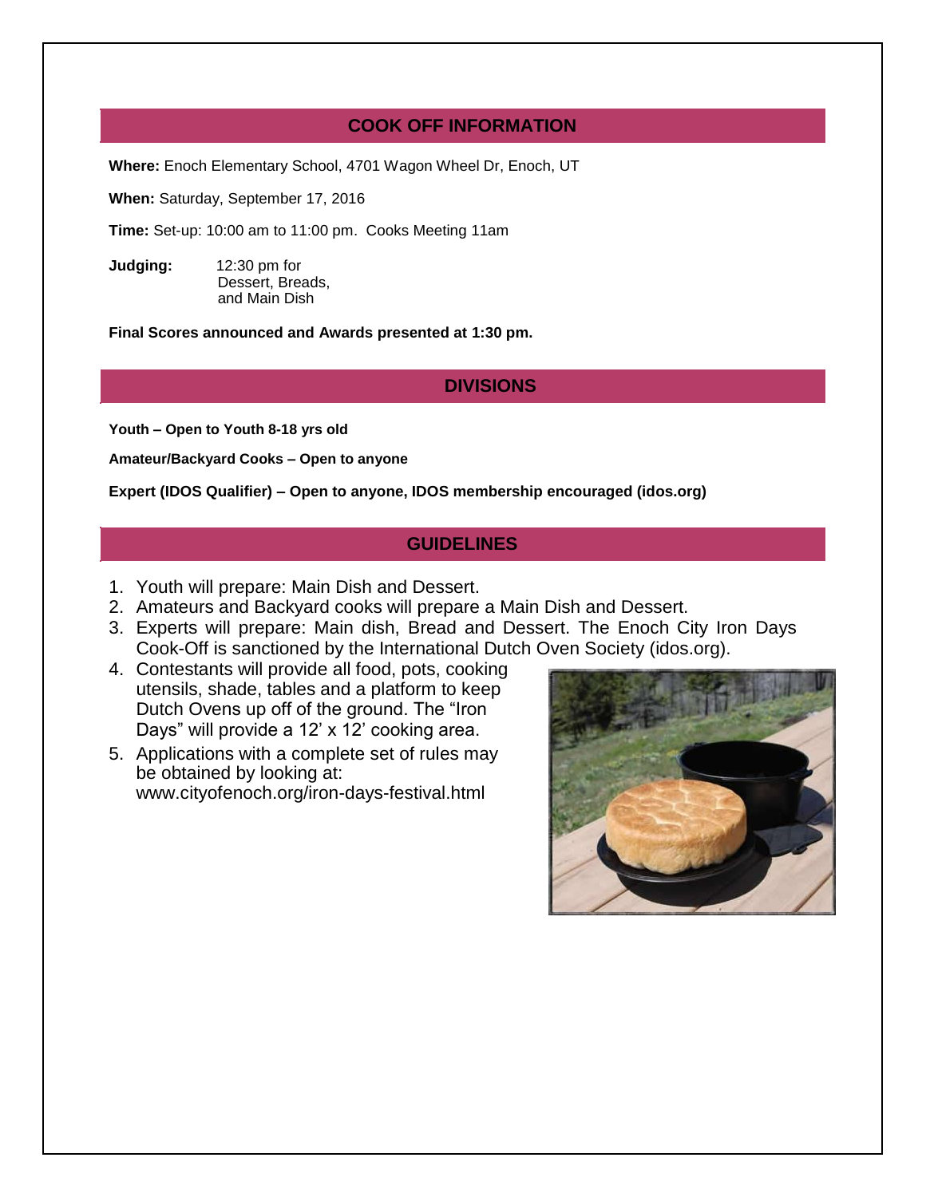## COOK OFF INFORMATION

**Where:** Enoch Elementary School, 4701 Wagon Wheel Dr, Enoch, UT

**When:** Saturday, September 17, 2016

**Time:** Set-up: 10:00 am to 11:00 pm. Cooks Meeting 11am

**Judging:** 12:30 pm for Dessert, Breads, and Main Dish

**Final Scores announced and Awards presented at 1:30 pm.**

## DIVISIONS

**Youth – Open to Youth 8-18 yrs old**

**Amateur/Backyard Cooks – Open to anyone**

**Expert (IDOS Qualifier) – Open to anyone, IDOS membership encouraged (idos.org)**

## GUIDELINES

1. Youth will prepare: Main Dish and Dessert.
2. Amateurs and Backyard cooks will prepare a Main Dish and Dessert.
3. Experts will prepare: Main dish, Bread and Dessert. The Enoch City Iron Days Cook-Off is sanctioned by the International Dutch Oven Society (idos.org).
4. Contestants will provide all food, pots, cooking utensils, shade, tables and a platform to keep Dutch Ovens up off of the ground. The "Iron Days" will provide a 12' x 12' cooking area.
5. Applications with a complete set of rules may be obtained by looking at: www.cityofenoch.org/iron-days-festival.html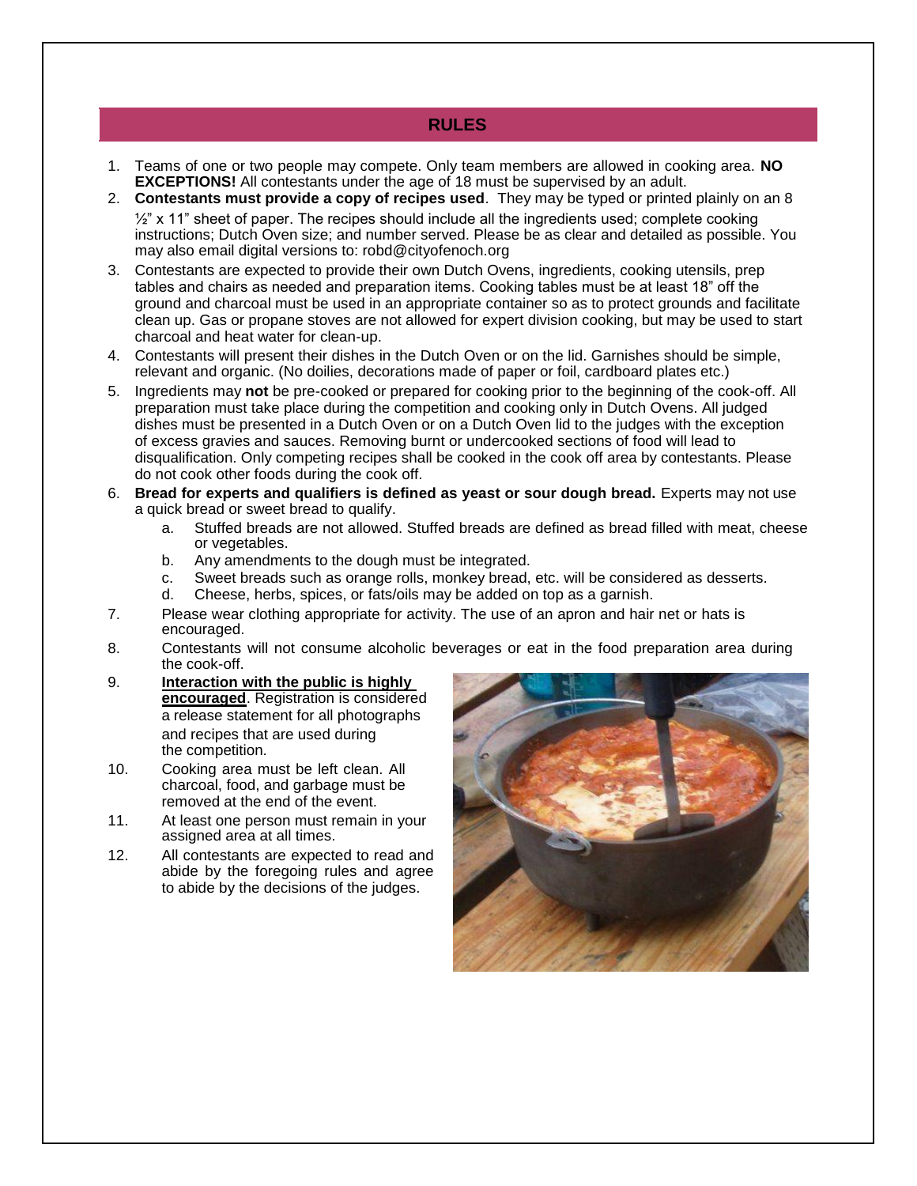## RULES

1. Teams of one or two people may compete. Only team members are allowed in cooking area. **NO EXCEPTIONS!** All contestants under the age of 18 must be supervised by an adult.
2. **Contestants must provide a copy of recipes used**. They may be typed or printed plainly on an 8 ½" x 11" sheet of paper. The recipes should include all the ingredients used; complete cooking instructions; Dutch Oven size; and number served. Please be as clear and detailed as possible. You may also email digital versions to: robd@cityofenoch.org
3. Contestants are expected to provide their own Dutch Ovens, ingredients, cooking utensils, prep tables and chairs as needed and preparation items. Cooking tables must be at least 18" off the ground and charcoal must be used in an appropriate container so as to protect grounds and facilitate clean up. Gas or propane stoves are not allowed for expert division cooking, but may be used to start charcoal and heat water for clean-up.
4. Contestants will present their dishes in the Dutch Oven or on the lid. Garnishes should be simple, relevant and organic. (No doilies, decorations made of paper or foil, cardboard plates etc.)
5. Ingredients may **not** be pre-cooked or prepared for cooking prior to the beginning of the cook-off. All preparation must take place during the competition and cooking only in Dutch Ovens. All judged dishes must be presented in a Dutch Oven or on a Dutch Oven lid to the judges with the exception of excess gravies and sauces. Removing burnt or undercooked sections of food will lead to disqualification. Only competing recipes shall be cooked in the cook off area by contestants. Please do not cook other foods during the cook off.
6. **Bread for experts and qualifiers is defined as yeast or sour dough bread.** Experts may not use a quick bread or sweet bread to qualify.
   a. Stuffed breads are not allowed. Stuffed breads are defined as bread filled with meat, cheese or vegetables.
   b. Any amendments to the dough must be integrated.
   c. Sweet breads such as orange rolls, monkey bread, etc. will be considered as desserts.
   d. Cheese, herbs, spices, or fats/oils may be added on top as a garnish.
7. Please wear clothing appropriate for activity. The use of an apron and hair net or hats is encouraged.
8. Contestants will not consume alcoholic beverages or eat in the food preparation area during the cook-off.
9. **Interaction with the public is highly encouraged**. Registration is considered a release statement for all photographs and recipes that are used during the competition.
10. Cooking area must be left clean. All charcoal, food, and garbage must be removed at the end of the event.
11. At least one person must remain in your assigned area at all times.
12. All contestants are expected to read and abide by the foregoing rules and agree to abide by the decisions of the judges.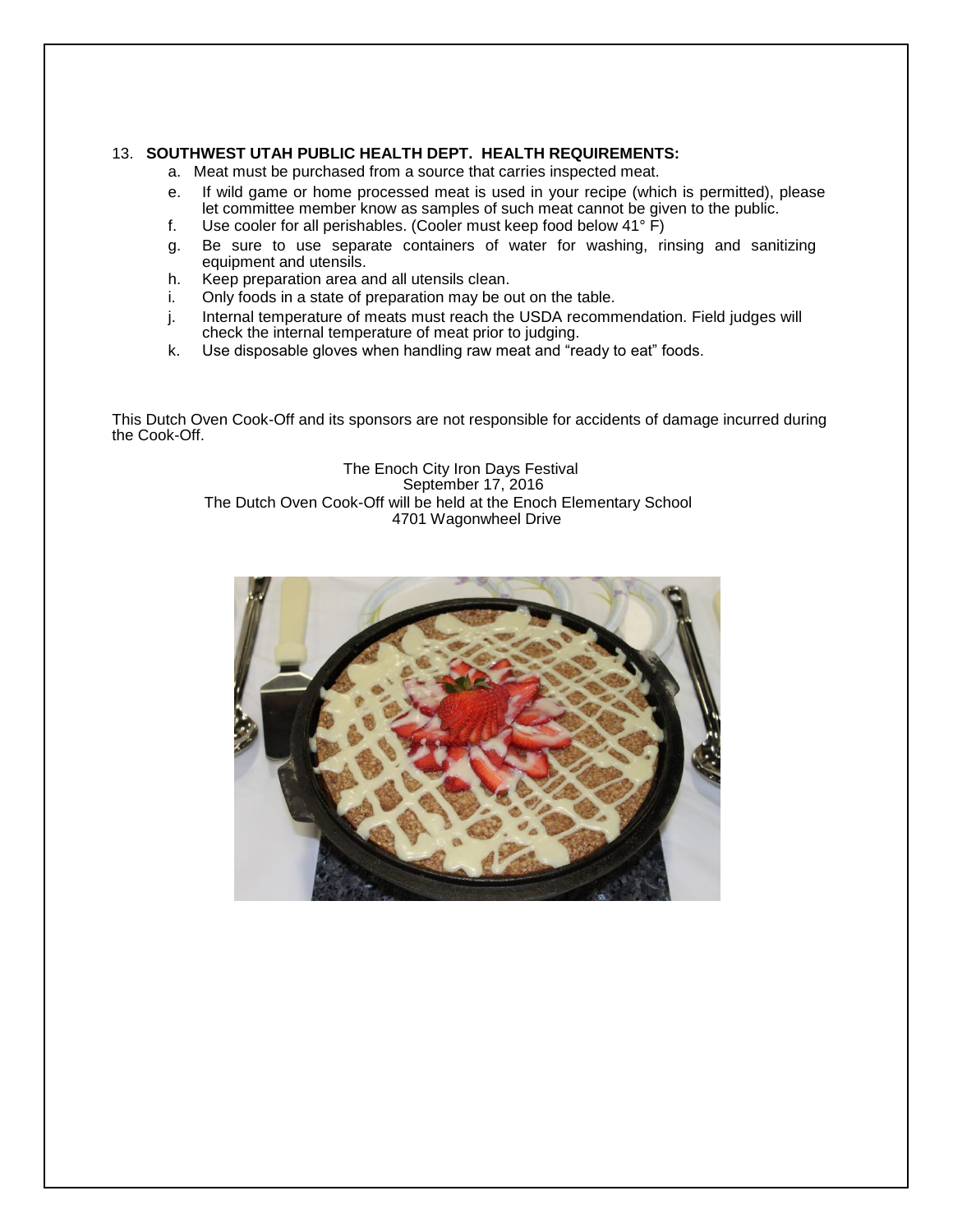13. **SOUTHWEST UTAH PUBLIC HEALTH DEPT. HEALTH REQUIREMENTS:**

   a. Meat must be purchased from a source that carries inspected meat.

   e. If wild game or home processed meat is used in your recipe (which is permitted), please let committee member know as samples of such meat cannot be given to the public.

   f. Use cooler for all perishables. (Cooler must keep food below 41° F)

   g. Be sure to use separate containers of water for washing, rinsing and sanitizing equipment and utensils.

   h. Keep preparation area and all utensils clean.

   i. Only foods in a state of preparation may be out on the table.

   j. Internal temperature of meats must reach the USDA recommendation. Field judges will check the internal temperature of meat prior to judging.

   k. Use disposable gloves when handling raw meat and "ready to eat" foods.

This Dutch Oven Cook-Off and its sponsors are not responsible for accidents of damage incurred during the Cook-Off.

The Enoch City Iron Days Festival
September 17, 2016
The Dutch Oven Cook-Off will be held at the Enoch Elementary School
4701 Wagonwheel Drive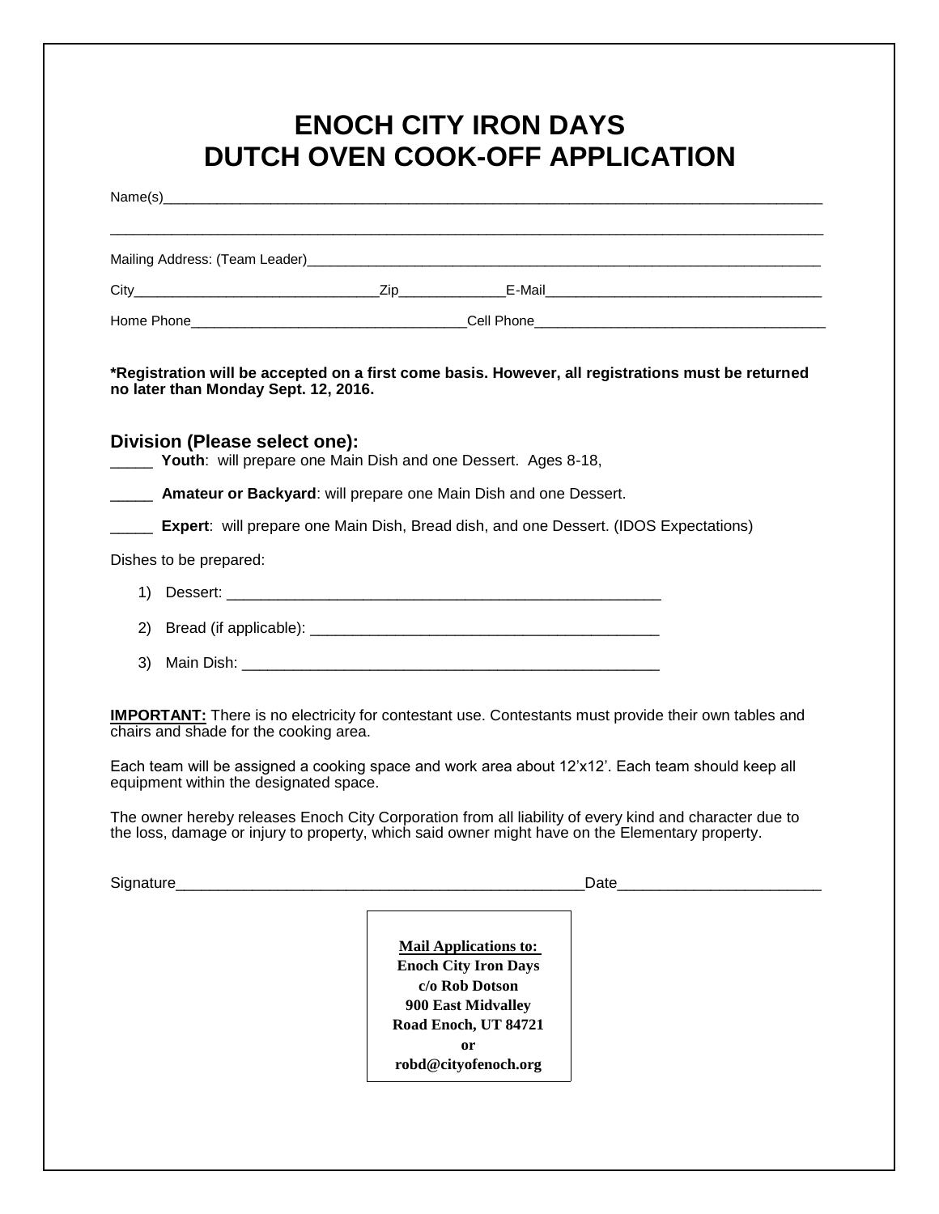# ENOCH CITY IRON DAYS
# DUTCH OVEN COOK-OFF APPLICATION

Name(s)___________________________________________________________________________

__________________________________________________________________________________

Mailing Address: (Team Leader)_____________________________________________________

City_____________________________Zip_____________E-Mail_________________________________

Home Phone__________________________________Cell Phone____________________________________

**\*Registration will be accepted on a first come basis. However, all registrations must be returned no later than Monday Sept. 12, 2016.**

## Division (Please select one):

_____ **Youth**: will prepare one Main Dish and one Dessert. Ages 8-18,

_____ **Amateur or Backyard**: will prepare one Main Dish and one Dessert.

_____ **Expert**: will prepare one Main Dish, Bread dish, and one Dessert. (IDOS Expectations)

Dishes to be prepared:

1) Dessert: ____________________________________________________
2) Bread (if applicable): __________________________________________
3) Main Dish: __________________________________________________

**IMPORTANT:** There is no electricity for contestant use. Contestants must provide their own tables and chairs and shade for the cooking area.

Each team will be assigned a cooking space and work area about 12'x12'. Each team should keep all equipment within the designated space.

The owner hereby releases Enoch City Corporation from all liability of every kind and character due to the loss, damage or injury to property, which said owner might have on the Elementary property.

Signature_______________________________________________Date_______________________

**Mail Applications to:**
**Enoch City Iron Days**
**c/o Rob Dotson**
**900 East Midvalley**
**Road Enoch, UT 84721**
**or**
**robd@cityofenoch.org**